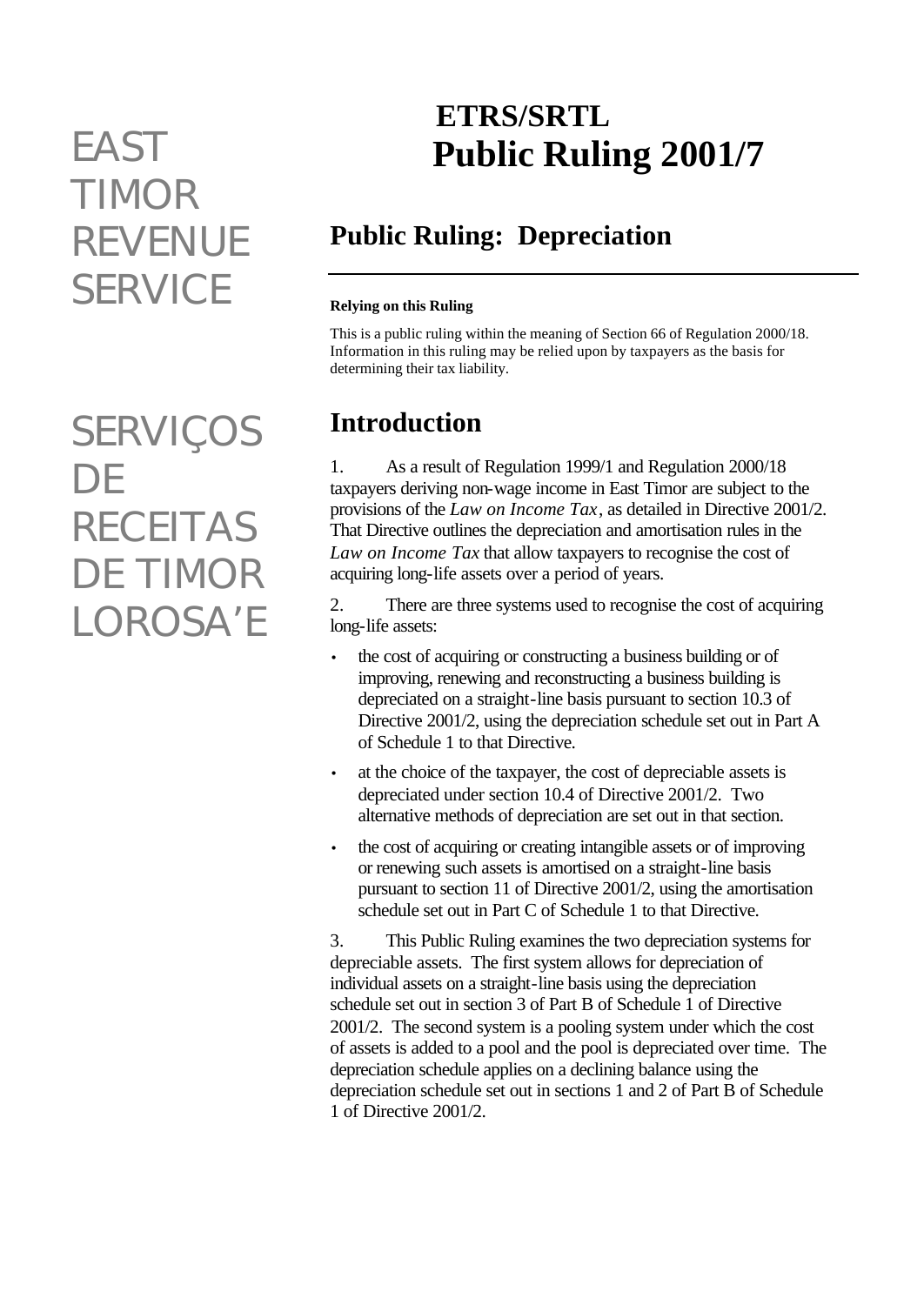EAST TIMOR REVENUE SERVICE

SERVIÇOS DE RECEITAS DE TIMOR LOROSA'E

# ETRS/SRTL Public Ruling 2001/7

## Public Ruling: Depreciation

**Relying on this Ruling**

This is a public ruling within the meaning of Section 66 of Regulation 2000/18. Information in this ruling may be relied upon by taxpayers as the basis for determining their tax liability.

## Introduction

1. As a result of Regulation 1999/1 and Regulation 2000/18 taxpayers deriving non-wage income in East Timor are subject to the provisions of the *Law on Income Tax*, as detailed in Directive 2001/2. That Directive outlines the depreciation and amortisation rules in the *Law on Income Tax* that allow taxpayers to recognise the cost of acquiring long-life assets over a period of years.

2. There are three systems used to recognise the cost of acquiring long-life assets:

- the cost of acquiring or constructing a business building or of improving, renewing and reconstructing a business building is depreciated on a straight-line basis pursuant to section 10.3 of Directive 2001/2, using the depreciation schedule set out in Part A of Schedule 1 to that Directive.
- at the choice of the taxpayer, the cost of depreciable assets is depreciated under section 10.4 of Directive 2001/2. Two alternative methods of depreciation are set out in that section.
- the cost of acquiring or creating intangible assets or of improving or renewing such assets is amortised on a straight-line basis pursuant to section 11 of Directive 2001/2, using the amortisation schedule set out in Part C of Schedule 1 to that Directive.

3. This Public Ruling examines the two depreciation systems for depreciable assets. The first system allows for depreciation of individual assets on a straight-line basis using the depreciation schedule set out in section 3 of Part B of Schedule 1 of Directive 2001/2. The second system is a pooling system under which the cost of assets is added to a pool and the pool is depreciated over time. The depreciation schedule applies on a declining balance using the depreciation schedule set out in sections 1 and 2 of Part B of Schedule 1 of Directive 2001/2.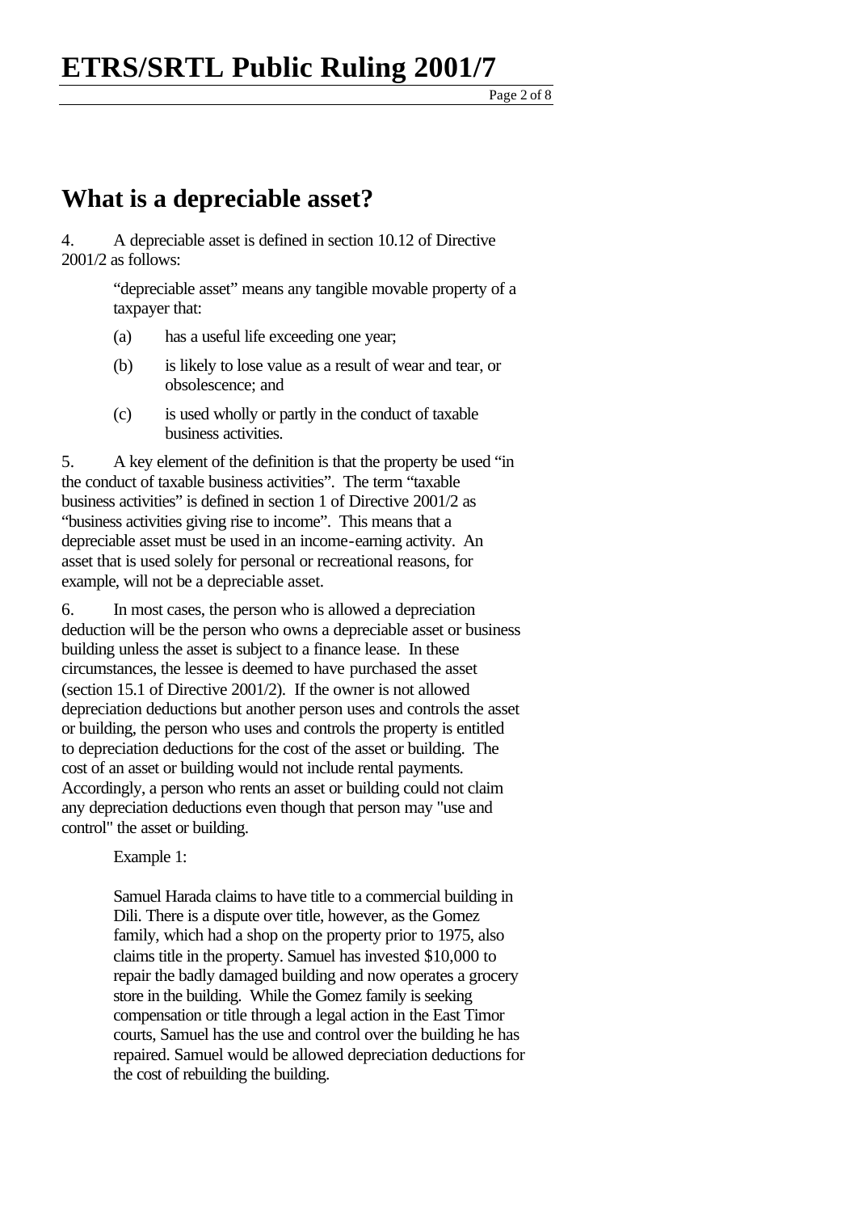## What is a depreciable asset?

4. A depreciable asset is defined in section 10.12 of Directive 2001/2 as follows:

> "depreciable asset" means any tangible movable property of a taxpayer that:
>
> (a) has a useful life exceeding one year;
>
> (b) is likely to lose value as a result of wear and tear, or obsolescence; and
>
> (c) is used wholly or partly in the conduct of taxable business activities.

5. A key element of the definition is that the property be used "in the conduct of taxable business activities". The term "taxable business activities" is defined in section 1 of Directive 2001/2 as "business activities giving rise to income". This means that a depreciable asset must be used in an income-earning activity. An asset that is used solely for personal or recreational reasons, for example, will not be a depreciable asset.

6. In most cases, the person who is allowed a depreciation deduction will be the person who owns a depreciable asset or business building unless the asset is subject to a finance lease. In these circumstances, the lessee is deemed to have purchased the asset (section 15.1 of Directive 2001/2). If the owner is not allowed depreciation deductions but another person uses and controls the asset or building, the person who uses and controls the property is entitled to depreciation deductions for the cost of the asset or building. The cost of an asset or building would not include rental payments. Accordingly, a person who rents an asset or building could not claim any depreciation deductions even though that person may "use and control" the asset or building.

> Example 1:
>
> Samuel Harada claims to have title to a commercial building in Dili. There is a dispute over title, however, as the Gomez family, which had a shop on the property prior to 1975, also claims title in the property. Samuel has invested $10,000 to repair the badly damaged building and now operates a grocery store in the building. While the Gomez family is seeking compensation or title through a legal action in the East Timor courts, Samuel has the use and control over the building he has repaired. Samuel would be allowed depreciation deductions for the cost of rebuilding the building.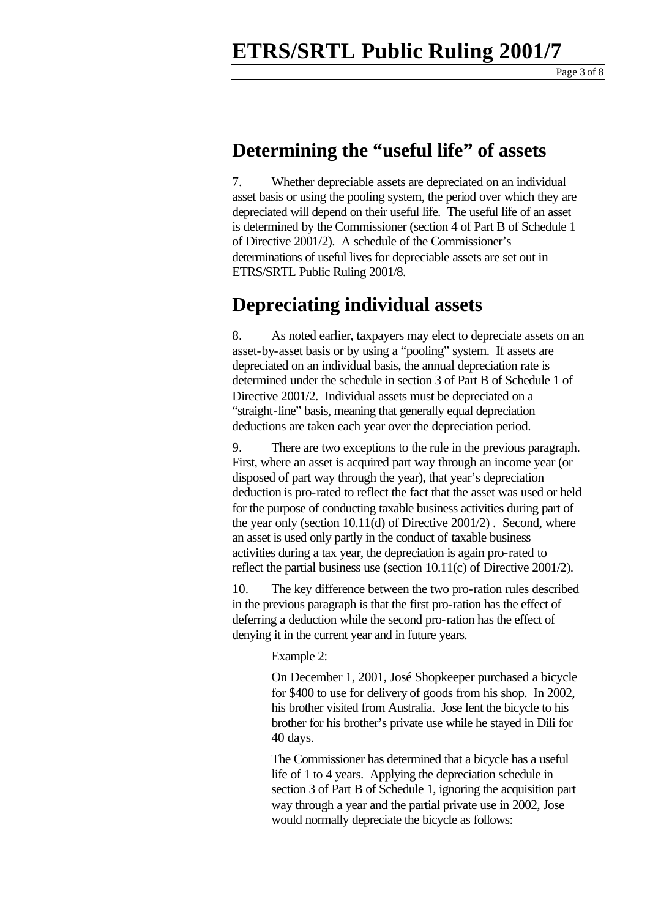## Determining the "useful life" of assets

7. Whether depreciable assets are depreciated on an individual asset basis or using the pooling system, the period over which they are depreciated will depend on their useful life. The useful life of an asset is determined by the Commissioner (section 4 of Part B of Schedule 1 of Directive 2001/2). A schedule of the Commissioner's determinations of useful lives for depreciable assets are set out in ETRS/SRTL Public Ruling 2001/8.

## Depreciating individual assets

8. As noted earlier, taxpayers may elect to depreciate assets on an asset-by-asset basis or by using a "pooling" system. If assets are depreciated on an individual basis, the annual depreciation rate is determined under the schedule in section 3 of Part B of Schedule 1 of Directive 2001/2. Individual assets must be depreciated on a "straight-line" basis, meaning that generally equal depreciation deductions are taken each year over the depreciation period.

9. There are two exceptions to the rule in the previous paragraph. First, where an asset is acquired part way through an income year (or disposed of part way through the year), that year's depreciation deduction is pro-rated to reflect the fact that the asset was used or held for the purpose of conducting taxable business activities during part of the year only (section 10.11(d) of Directive 2001/2) . Second, where an asset is used only partly in the conduct of taxable business activities during a tax year, the depreciation is again pro-rated to reflect the partial business use (section 10.11(c) of Directive 2001/2).

10. The key difference between the two pro-ration rules described in the previous paragraph is that the first pro-ration has the effect of deferring a deduction while the second pro-ration has the effect of denying it in the current year and in future years.

> Example 2:
>
> On December 1, 2001, José Shopkeeper purchased a bicycle for $400 to use for delivery of goods from his shop. In 2002, his brother visited from Australia. Jose lent the bicycle to his brother for his brother's private use while he stayed in Dili for 40 days.
>
> The Commissioner has determined that a bicycle has a useful life of 1 to 4 years. Applying the depreciation schedule in section 3 of Part B of Schedule 1, ignoring the acquisition part way through a year and the partial private use in 2002, Jose would normally depreciate the bicycle as follows: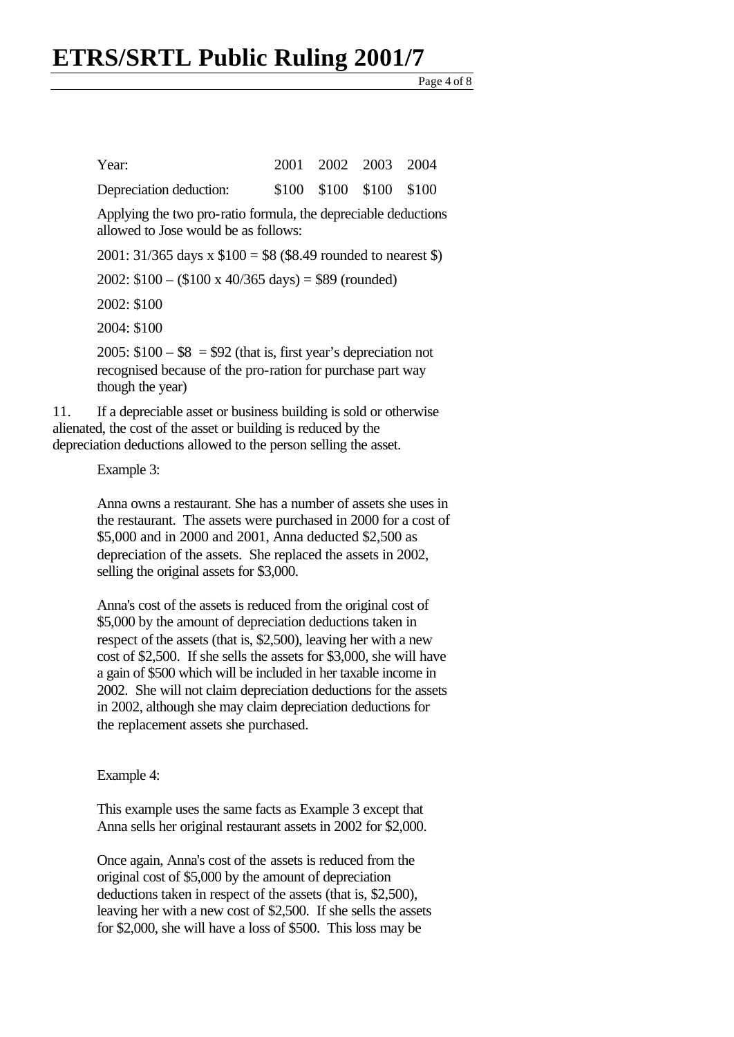| Year: | 2001 | 2002 | 2003 | 2004 |
| --- | --- | --- | --- | --- |
| Depreciation deduction: | \$100 | \$100 | \$100 | \$100 |

Applying the two pro-ratio formula, the depreciable deductions allowed to Jose would be as follows:

2001: 31/365 days x \$100 = \$8 (\$8.49 rounded to nearest \$)

2002: \$100 – (\$100 x 40/365 days) = \$89 (rounded)

2002: \$100

2004: \$100

2005: \$100 – \$8 = \$92 (that is, first year's depreciation not recognised because of the pro-ration for purchase part way though the year)

11. If a depreciable asset or business building is sold or otherwise alienated, the cost of the asset or building is reduced by the depreciation deductions allowed to the person selling the asset.

Example 3:

Anna owns a restaurant. She has a number of assets she uses in the restaurant. The assets were purchased in 2000 for a cost of \$5,000 and in 2000 and 2001, Anna deducted \$2,500 as depreciation of the assets. She replaced the assets in 2002, selling the original assets for \$3,000.

Anna's cost of the assets is reduced from the original cost of \$5,000 by the amount of depreciation deductions taken in respect of the assets (that is, \$2,500), leaving her with a new cost of \$2,500. If she sells the assets for \$3,000, she will have a gain of \$500 which will be included in her taxable income in 2002. She will not claim depreciation deductions for the assets in 2002, although she may claim depreciation deductions for the replacement assets she purchased.

Example 4:

This example uses the same facts as Example 3 except that Anna sells her original restaurant assets in 2002 for \$2,000.

Once again, Anna's cost of the assets is reduced from the original cost of \$5,000 by the amount of depreciation deductions taken in respect of the assets (that is, \$2,500), leaving her with a new cost of \$2,500. If she sells the assets for \$2,000, she will have a loss of \$500. This loss may be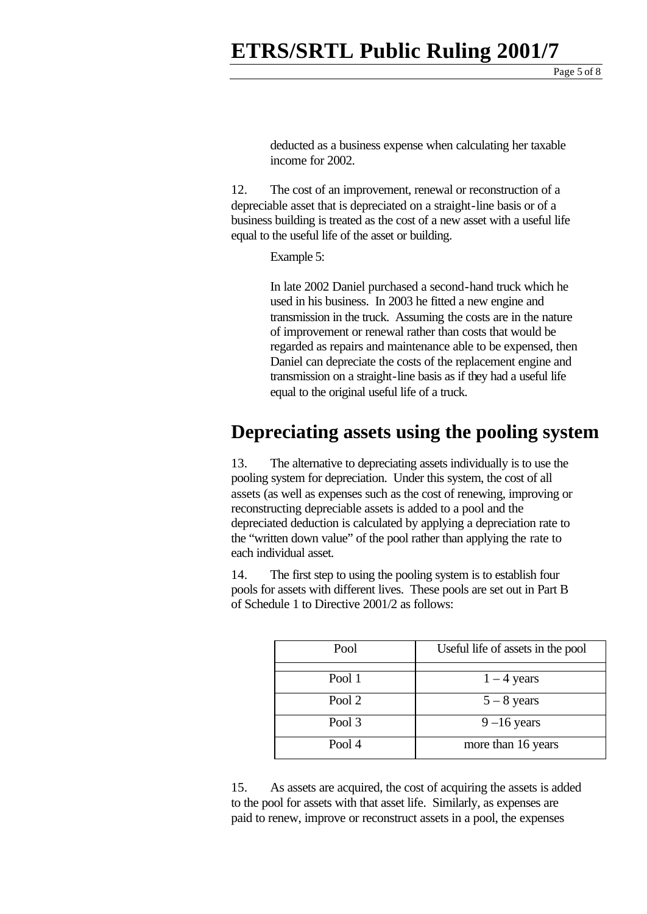deducted as a business expense when calculating her taxable income for 2002.

12. The cost of an improvement, renewal or reconstruction of a depreciable asset that is depreciated on a straight-line basis or of a business building is treated as the cost of a new asset with a useful life equal to the useful life of the asset or building.

Example 5:

In late 2002 Daniel purchased a second-hand truck which he used in his business. In 2003 he fitted a new engine and transmission in the truck. Assuming the costs are in the nature of improvement or renewal rather than costs that would be regarded as repairs and maintenance able to be expensed, then Daniel can depreciate the costs of the replacement engine and transmission on a straight-line basis as if they had a useful life equal to the original useful life of a truck.

## Depreciating assets using the pooling system

13. The alternative to depreciating assets individually is to use the pooling system for depreciation. Under this system, the cost of all assets (as well as expenses such as the cost of renewing, improving or reconstructing depreciable assets is added to a pool and the depreciated deduction is calculated by applying a depreciation rate to the "written down value" of the pool rather than applying the rate to each individual asset.

14. The first step to using the pooling system is to establish four pools for assets with different lives. These pools are set out in Part B of Schedule 1 to Directive 2001/2 as follows:

| Pool | Useful life of assets in the pool |
|---|---|
| Pool 1 | 1 – 4 years |
| Pool 2 | 5 – 8 years |
| Pool 3 | 9 –16 years |
| Pool 4 | more than 16 years |

15. As assets are acquired, the cost of acquiring the assets is added to the pool for assets with that asset life. Similarly, as expenses are paid to renew, improve or reconstruct assets in a pool, the expenses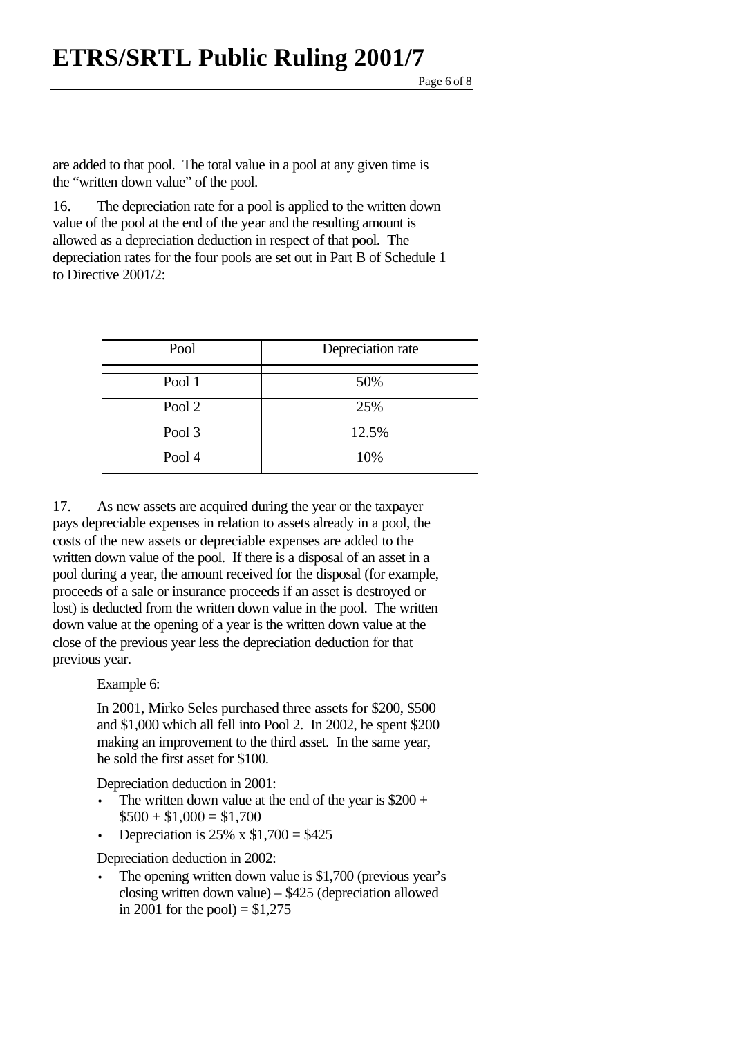are added to that pool. The total value in a pool at any given time is the "written down value" of the pool.

16. The depreciation rate for a pool is applied to the written down value of the pool at the end of the year and the resulting amount is allowed as a depreciation deduction in respect of that pool. The depreciation rates for the four pools are set out in Part B of Schedule 1 to Directive 2001/2:

| Pool | Depreciation rate |
|---|---|
| Pool 1 | 50% |
| Pool 2 | 25% |
| Pool 3 | 12.5% |
| Pool 4 | 10% |

17. As new assets are acquired during the year or the taxpayer pays depreciable expenses in relation to assets already in a pool, the costs of the new assets or depreciable expenses are added to the written down value of the pool. If there is a disposal of an asset in a pool during a year, the amount received for the disposal (for example, proceeds of a sale or insurance proceeds if an asset is destroyed or lost) is deducted from the written down value in the pool. The written down value at the opening of a year is the written down value at the close of the previous year less the depreciation deduction for that previous year.

> Example 6:
>
> In 2001, Mirko Seles purchased three assets for $200, $500 and $1,000 which all fell into Pool 2. In 2002, he spent $200 making an improvement to the third asset. In the same year, he sold the first asset for $100.
>
> Depreciation deduction in 2001:
>
> - The written down value at the end of the year is $200 + $500 + $1,000 = $1,700
> - Depreciation is 25% x $1,700 = $425
>
> Depreciation deduction in 2002:
>
> - The opening written down value is $1,700 (previous year's closing written down value) – $425 (depreciation allowed in 2001 for the pool) = $1,275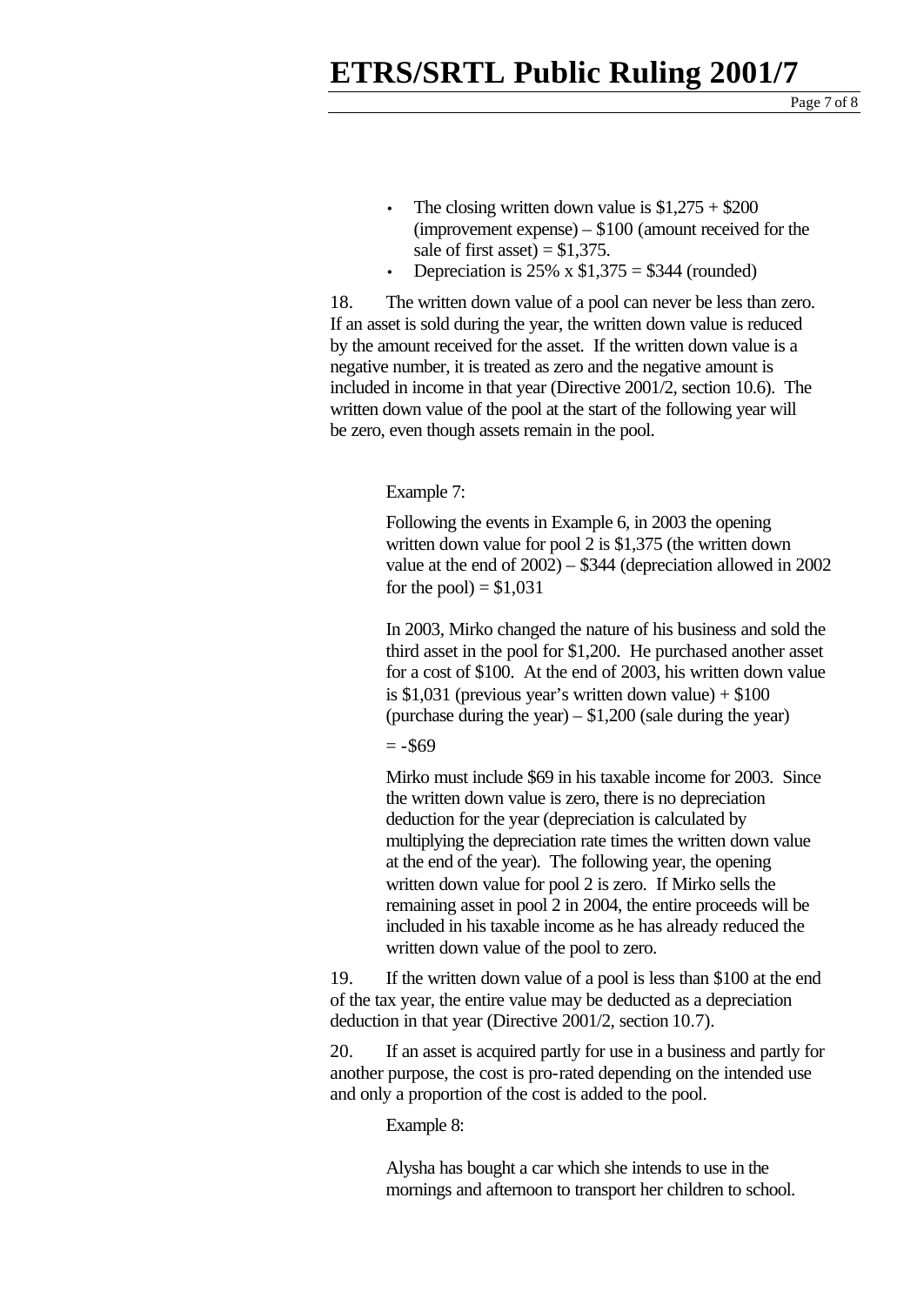- The closing written down value is $1,275 + $200 (improvement expense) – $100 (amount received for the sale of first asset) = $1,375.
- Depreciation is 25% x $1,375 = $344 (rounded)

18. The written down value of a pool can never be less than zero. If an asset is sold during the year, the written down value is reduced by the amount received for the asset. If the written down value is a negative number, it is treated as zero and the negative amount is included in income in that year (Directive 2001/2, section 10.6). The written down value of the pool at the start of the following year will be zero, even though assets remain in the pool.

> Example 7:
>
> Following the events in Example 6, in 2003 the opening written down value for pool 2 is $1,375 (the written down value at the end of 2002) – $344 (depreciation allowed in 2002 for the pool) = $1,031
>
> In 2003, Mirko changed the nature of his business and sold the third asset in the pool for $1,200. He purchased another asset for a cost of $100. At the end of 2003, his written down value is $1,031 (previous year's written down value) + $100 (purchase during the year) – $1,200 (sale during the year)
>
> = -$69
>
> Mirko must include $69 in his taxable income for 2003. Since the written down value is zero, there is no depreciation deduction for the year (depreciation is calculated by multiplying the depreciation rate times the written down value at the end of the year). The following year, the opening written down value for pool 2 is zero. If Mirko sells the remaining asset in pool 2 in 2004, the entire proceeds will be included in his taxable income as he has already reduced the written down value of the pool to zero.

19. If the written down value of a pool is less than $100 at the end of the tax year, the entire value may be deducted as a depreciation deduction in that year (Directive 2001/2, section 10.7).

20. If an asset is acquired partly for use in a business and partly for another purpose, the cost is pro-rated depending on the intended use and only a proportion of the cost is added to the pool.

> Example 8:
>
> Alysha has bought a car which she intends to use in the mornings and afternoon to transport her children to school.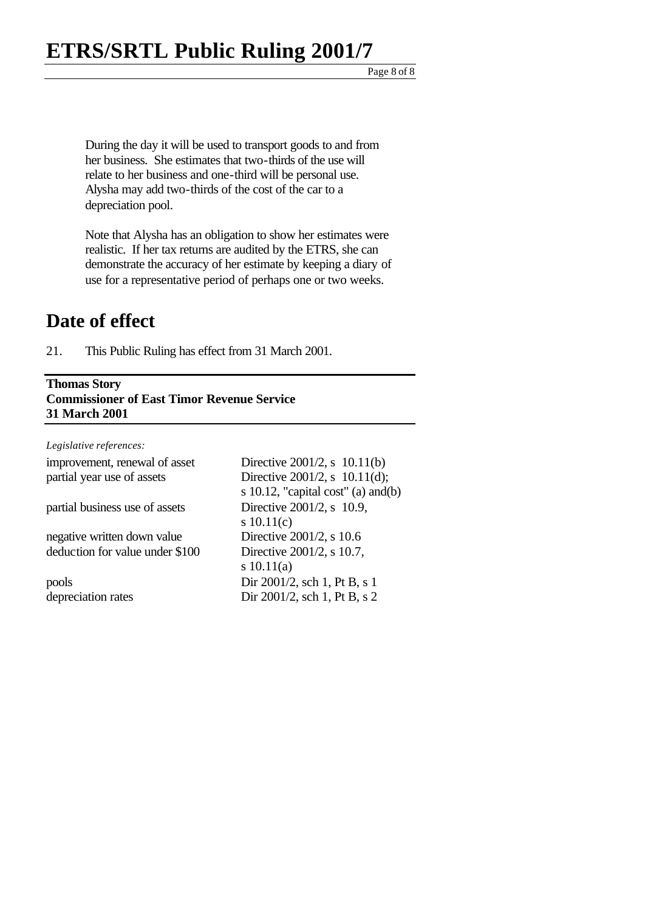During the day it will be used to transport goods to and from her business. She estimates that two-thirds of the use will relate to her business and one-third will be personal use. Alysha may add two-thirds of the cost of the car to a depreciation pool.

Note that Alysha has an obligation to show her estimates were realistic. If her tax returns are audited by the ETRS, she can demonstrate the accuracy of her estimate by keeping a diary of use for a representative period of perhaps one or two weeks.

## Date of effect

21. This Public Ruling has effect from 31 March 2001.

---

**Thomas Story**
**Commissioner of East Timor Revenue Service**
**31 March 2001**

---

*Legislative references:*

| | |
|---|---|
| improvement, renewal of asset | Directive 2001/2, s 10.11(b) |
| partial year use of assets | Directive 2001/2, s 10.11(d); s 10.12, "capital cost" (a) and(b) |
| partial business use of assets | Directive 2001/2, s 10.9, s 10.11(c) |
| negative written down value | Directive 2001/2, s 10.6 |
| deduction for value under $100 | Directive 2001/2, s 10.7, s 10.11(a) |
| pools | Dir 2001/2, sch 1, Pt B, s 1 |
| depreciation rates | Dir 2001/2, sch 1, Pt B, s 2 |